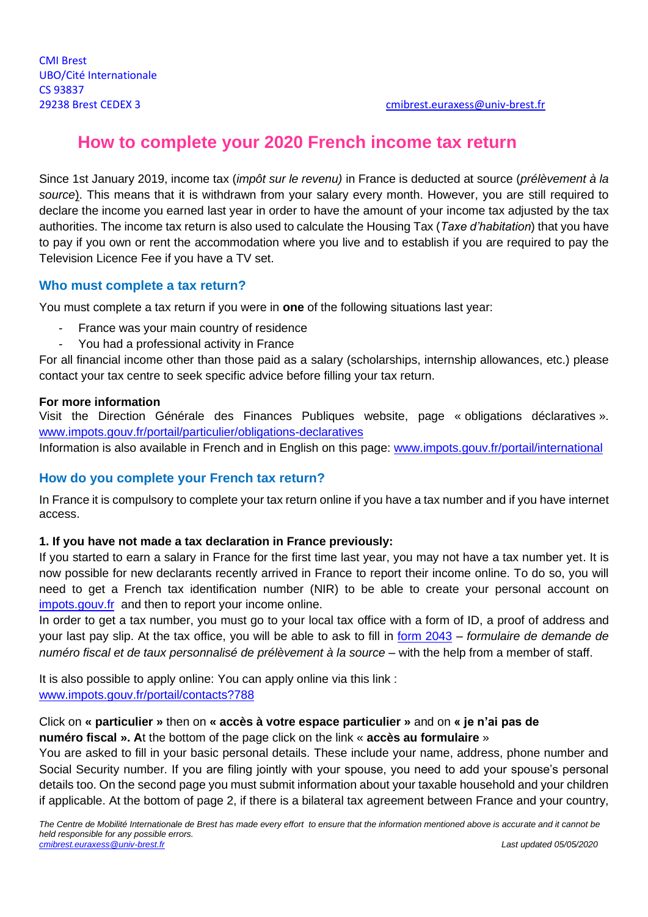CMI Brest
UBO/Cité Internationale
CS 93837
29238 Brest CEDEX 3

cmibrest.euraxess@univ-brest.fr

# How to complete your 2020 French income tax return

Since 1st January 2019, income tax (*impôt sur le revenu)* in France is deducted at source (*prélèvement à la source*). This means that it is withdrawn from your salary every month. However, you are still required to declare the income you earned last year in order to have the amount of your income tax adjusted by the tax authorities. The income tax return is also used to calculate the Housing Tax (*Taxe d'habitation*) that you have to pay if you own or rent the accommodation where you live and to establish if you are required to pay the Television Licence Fee if you have a TV set.

## Who must complete a tax return?

You must complete a tax return if you were in **one** of the following situations last year:

- France was your main country of residence
- You had a professional activity in France

For all financial income other than those paid as a salary (scholarships, internship allowances, etc.) please contact your tax centre to seek specific advice before filling your tax return.

**For more information**

Visit the Direction Générale des Finances Publiques website, page « obligations déclaratives ». www.impots.gouv.fr/portail/particulier/obligations-declaratives

Information is also available in French and in English on this page: www.impots.gouv.fr/portail/international

## How do you complete your French tax return?

In France it is compulsory to complete your tax return online if you have a tax number and if you have internet access.

**1. If you have not made a tax declaration in France previously:**

If you started to earn a salary in France for the first time last year, you may not have a tax number yet. It is now possible for new declarants recently arrived in France to report their income online. To do so, you will need to get a French tax identification number (NIR) to be able to create your personal account on impots.gouv.fr and then to report your income online.

In order to get a tax number, you must go to your local tax office with a form of ID, a proof of address and your last pay slip. At the tax office, you will be able to ask to fill in form 2043 – *formulaire de demande de numéro fiscal et de taux personnalisé de prélèvement à la source* – with the help from a member of staff.

It is also possible to apply online: You can apply online via this link :
www.impots.gouv.fr/portail/contacts?788

Click on **« particulier »** then on **« accès à votre espace particulier »** and on **« je n'ai pas de numéro fiscal ». A**t the bottom of the page click on the link « **accès au formulaire** »

You are asked to fill in your basic personal details. These include your name, address, phone number and Social Security number. If you are filing jointly with your spouse, you need to add your spouse's personal details too. On the second page you must submit information about your taxable household and your children if applicable. At the bottom of page 2, if there is a bilateral tax agreement between France and your country,

*The Centre de Mobilité Internationale de Brest has made every effort to ensure that the information mentioned above is accurate and it cannot be held responsible for any possible errors.*
*cmibrest.euraxess@univ-brest.fr* *Last updated 05/05/2020*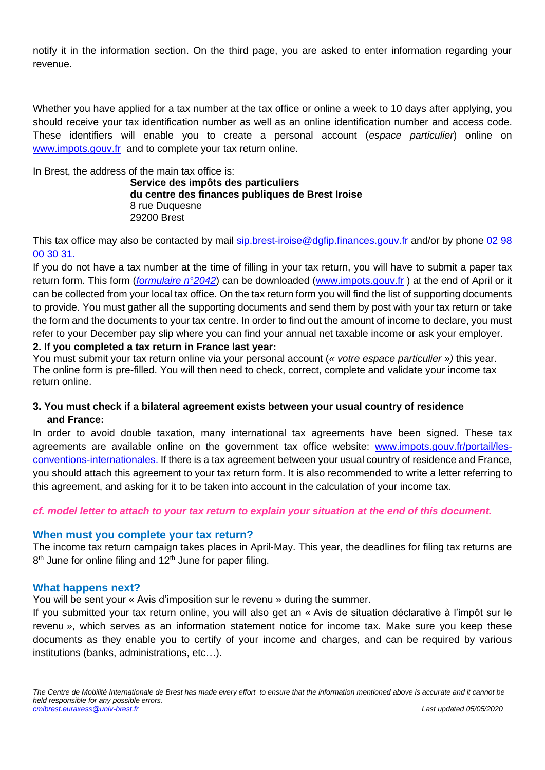notify it in the information section. On the third page, you are asked to enter information regarding your revenue.

Whether you have applied for a tax number at the tax office or online a week to 10 days after applying, you should receive your tax identification number as well as an online identification number and access code. These identifiers will enable you to create a personal account (*espace particulier*) online on www.impots.gouv.fr and to complete your tax return online.

In Brest, the address of the main tax office is:

**Service des impôts des particuliers**
**du centre des finances publiques de Brest Iroise**
8 rue Duquesne
29200 Brest

This tax office may also be contacted by mail sip.brest-iroise@dgfip.finances.gouv.fr and/or by phone 02 98 00 30 31.

If you do not have a tax number at the time of filling in your tax return, you will have to submit a paper tax return form. This form (*formulaire n°2042*) can be downloaded (www.impots.gouv.fr ) at the end of April or it can be collected from your local tax office. On the tax return form you will find the list of supporting documents to provide. You must gather all the supporting documents and send them by post with your tax return or take the form and the documents to your tax centre. In order to find out the amount of income to declare, you must refer to your December pay slip where you can find your annual net taxable income or ask your employer.

**2. If you completed a tax return in France last year:**

You must submit your tax return online via your personal account (*« votre espace particulier »)* this year. The online form is pre-filled. You will then need to check, correct, complete and validate your income tax return online.

**3. You must check if a bilateral agreement exists between your usual country of residence and France:**

In order to avoid double taxation, many international tax agreements have been signed. These tax agreements are available online on the government tax office website: www.impots.gouv.fr/portail/les-conventions-internationales. If there is a tax agreement between your usual country of residence and France, you should attach this agreement to your tax return form. It is also recommended to write a letter referring to this agreement, and asking for it to be taken into account in the calculation of your income tax.

***cf. model letter to attach to your tax return to explain your situation at the end of this document.***

## When must you complete your tax return?

The income tax return campaign takes places in April-May. This year, the deadlines for filing tax returns are 8th June for online filing and 12th June for paper filing.

## What happens next?

You will be sent your « Avis d'imposition sur le revenu » during the summer.

If you submitted your tax return online, you will also get an « Avis de situation déclarative à l'impôt sur le revenu », which serves as an information statement notice for income tax. Make sure you keep these documents as they enable you to certify of your income and charges, and can be required by various institutions (banks, administrations, etc…).

*The Centre de Mobilité Internationale de Brest has made every effort to ensure that the information mentioned above is accurate and it cannot be held responsible for any possible errors.*
*cmibrest.euraxess@univ-brest.fr* *Last updated 05/05/2020*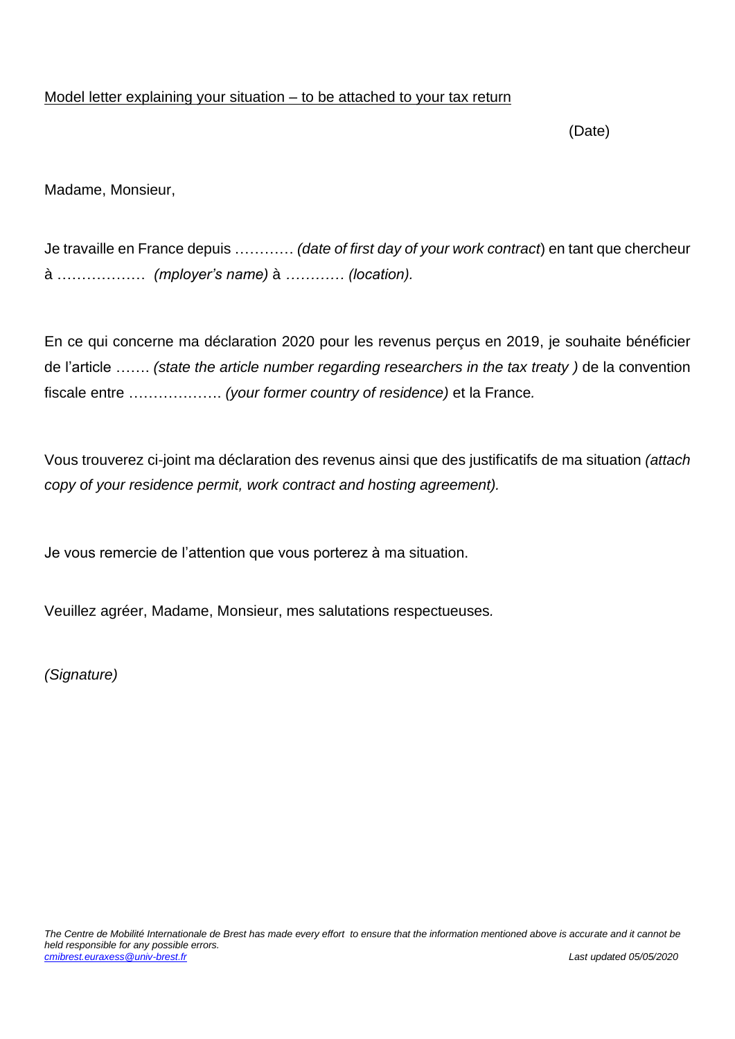<u>Model letter explaining your situation – to be attached to your tax return</u>

(Date)

Madame, Monsieur,

Je travaille en France depuis ………… *(date of first day of your work contract*) en tant que chercheur à ……………… *(mployer's name)* à ………… *(location).*

En ce qui concerne ma déclaration 2020 pour les revenus perçus en 2019, je souhaite bénéficier de l'article ……. *(state the article number regarding researchers in the tax treaty )* de la convention fiscale entre ………………. *(your former country of residence)* et la France*.*

Vous trouverez ci-joint ma déclaration des revenus ainsi que des justificatifs de ma situation *(attach copy of your residence permit, work contract and hosting agreement).*

Je vous remercie de l'attention que vous porterez à ma situation.

Veuillez agréer, Madame, Monsieur, mes salutations respectueuses*.*

*(Signature)*

*The Centre de Mobilité Internationale de Brest has made every effort to ensure that the information mentioned above is accurate and it cannot be held responsible for any possible errors.*
*cmibrest.euraxess@univ-brest.fr*

*Last updated 05/05/2020*